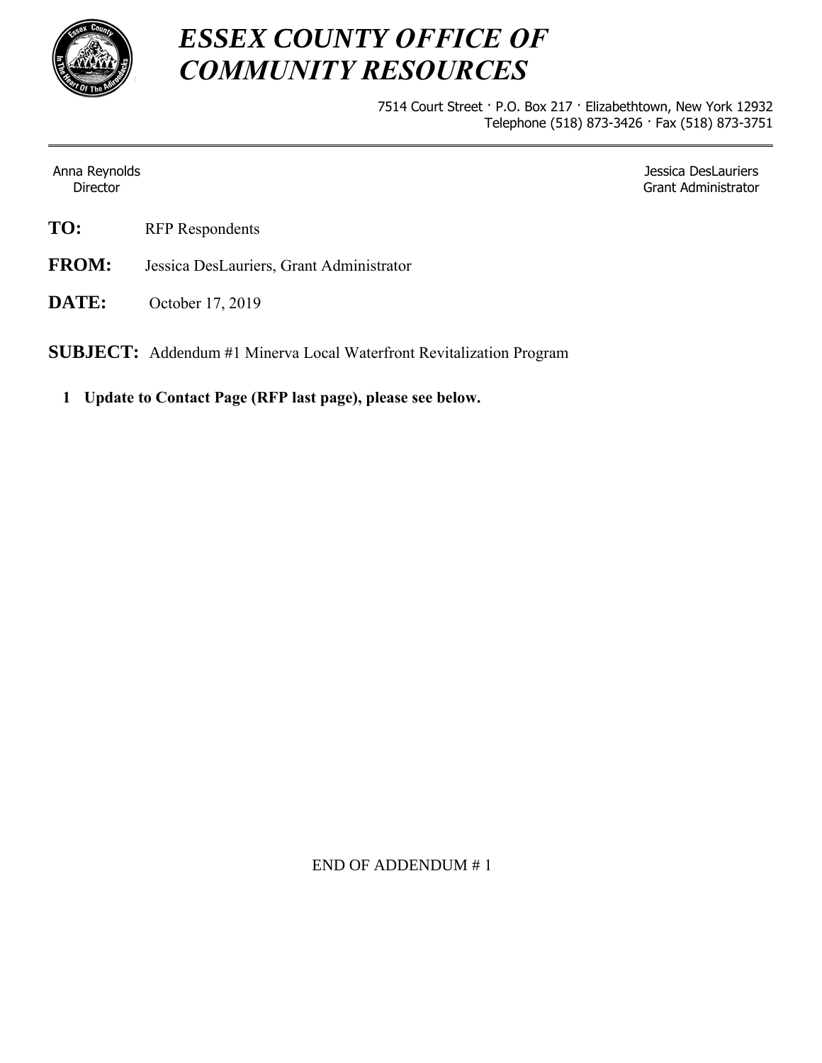# *ESSEX COUNTY OFFICE OF COMMUNITY RESOURCES*

7514 Court Street · P.O. Box 217 · Elizabethtown, New York 12932
Telephone (518) 873-3426 · Fax (518) 873-3751

---

Anna Reynolds
Director

Jessica DesLauriers
Grant Administrator

**TO:** RFP Respondents

**FROM:** Jessica DesLauriers, Grant Administrator

**DATE:** October 17, 2019

**SUBJECT:** Addendum #1 Minerva Local Waterfront Revitalization Program

1. **Update to Contact Page (RFP last page), please see below.**

END OF ADDENDUM # 1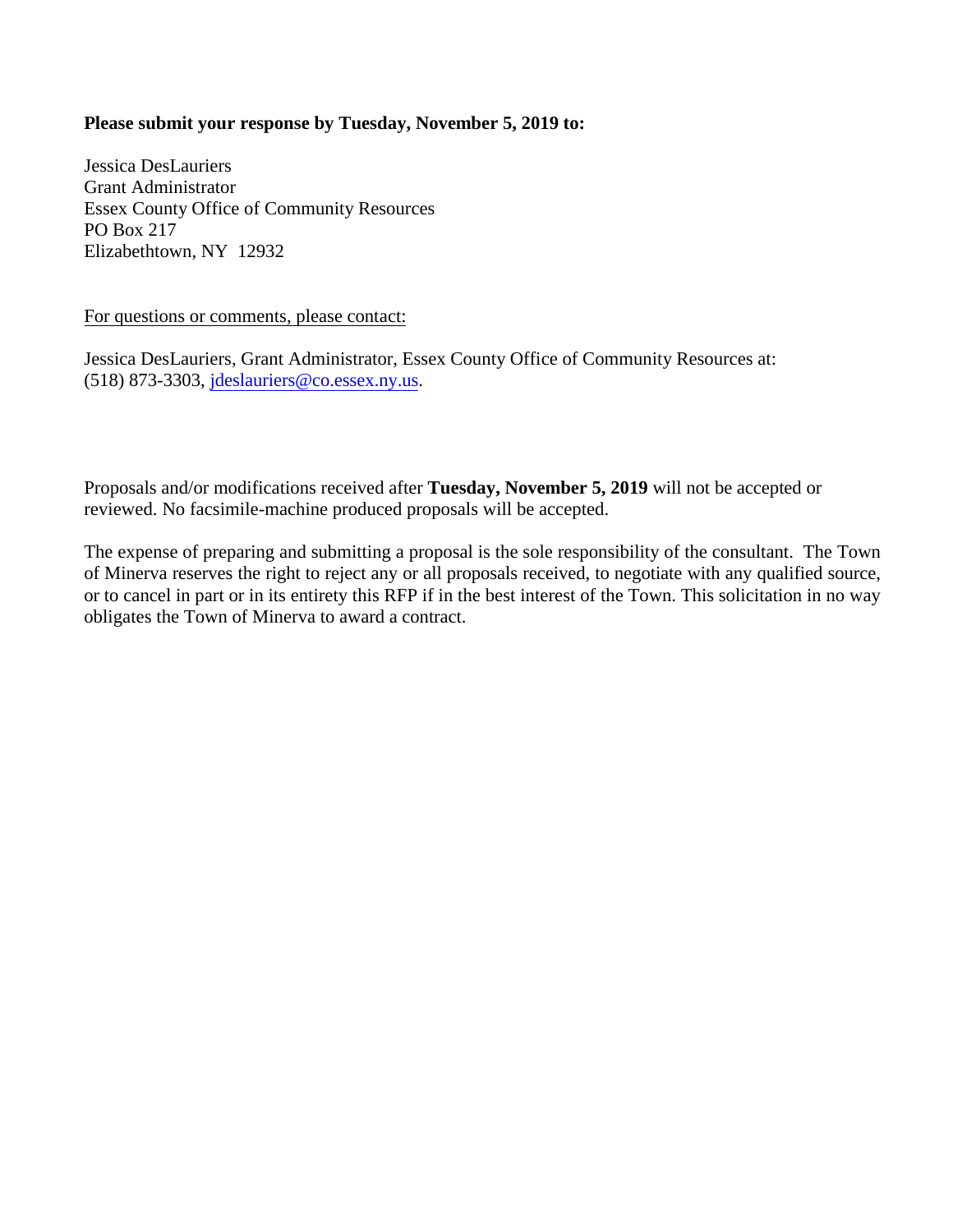**Please submit your response by Tuesday, November 5, 2019 to:**

Jessica DesLauriers
Grant Administrator
Essex County Office of Community Resources
PO Box 217
Elizabethtown, NY 12932

For questions or comments, please contact:

Jessica DesLauriers, Grant Administrator, Essex County Office of Community Resources at: (518) 873-3303, jdeslauriers@co.essex.ny.us.

Proposals and/or modifications received after **Tuesday, November 5, 2019** will not be accepted or reviewed. No facsimile-machine produced proposals will be accepted.

The expense of preparing and submitting a proposal is the sole responsibility of the consultant. The Town of Minerva reserves the right to reject any or all proposals received, to negotiate with any qualified source, or to cancel in part or in its entirety this RFP if in the best interest of the Town. This solicitation in no way obligates the Town of Minerva to award a contract.